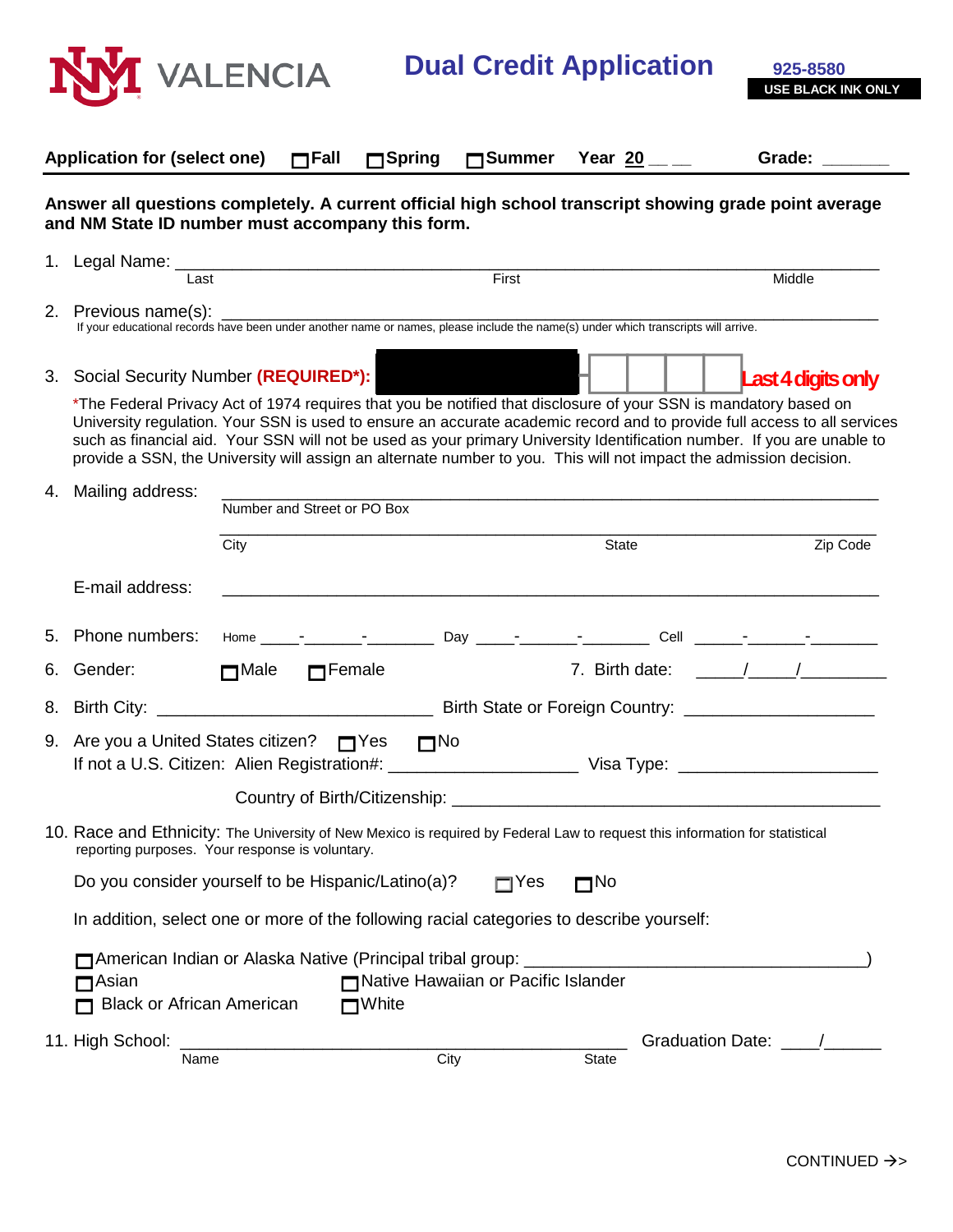# UNM VALENCIA

## Dual Credit Application

925-8580

**USE BLACK INK ONLY**

**Application for (select one)** ☐ **Fall** ☐ **Spring** ☐ **Summer** **Year 20 __ __** **Grade: _______**

**Answer all questions completely. A current official high school transcript showing grade point average and NM State ID number must accompany this form.**

1. Legal Name: ________________________________________________________________
   Last First Middle

2. Previous name(s): ____________________________________________________________
   If your educational records have been under another name or names, please include the name(s) under which transcripts will arrive.

3. Social Security Number **(REQUIRED*):** ☐☐☐☐ **Last 4 digits only**

   *The Federal Privacy Act of 1974 requires that you be notified that disclosure of your SSN is mandatory based on University regulation. Your SSN is used to ensure an accurate academic record and to provide full access to all services such as financial aid. Your SSN will not be used as your primary University Identification number. If you are unable to provide a SSN, the University will assign an alternate number to you. This will not impact the admission decision.

4. Mailing address: ____________________________________________________________
   Number and Street or PO Box
   ____________________________________________________________
   City State Zip Code

   E-mail address: ____________________________________________________________

5. Phone numbers: Home ____-______-_______ Day ____-______-_______ Cell _____-______-_______

6. Gender: ☐Male ☐Female 7. Birth date: _____/_____/_________

8. Birth City: ______________________________ Birth State or Foreign Country: ____________________

9. Are you a United States citizen? ☐Yes ☐No
   If not a U.S. Citizen: Alien Registration#: ____________________ Visa Type: ____________________

   Country of Birth/Citizenship: ______________________________________________

10. Race and Ethnicity: The University of New Mexico is required by Federal Law to request this information for statistical reporting purposes. Your response is voluntary.

    Do you consider yourself to be Hispanic/Latino(a)? ☐Yes ☐No

    In addition, select one or more of the following racial categories to describe yourself:

    ☐American Indian or Alaska Native (Principal tribal group: ____________________________________)
    ☐Asian ☐Native Hawaiian or Pacific Islander
    ☐ Black or African American ☐White

11. High School: ______________________________________________ Graduation Date: ____/______
    Name City State

CONTINUED →>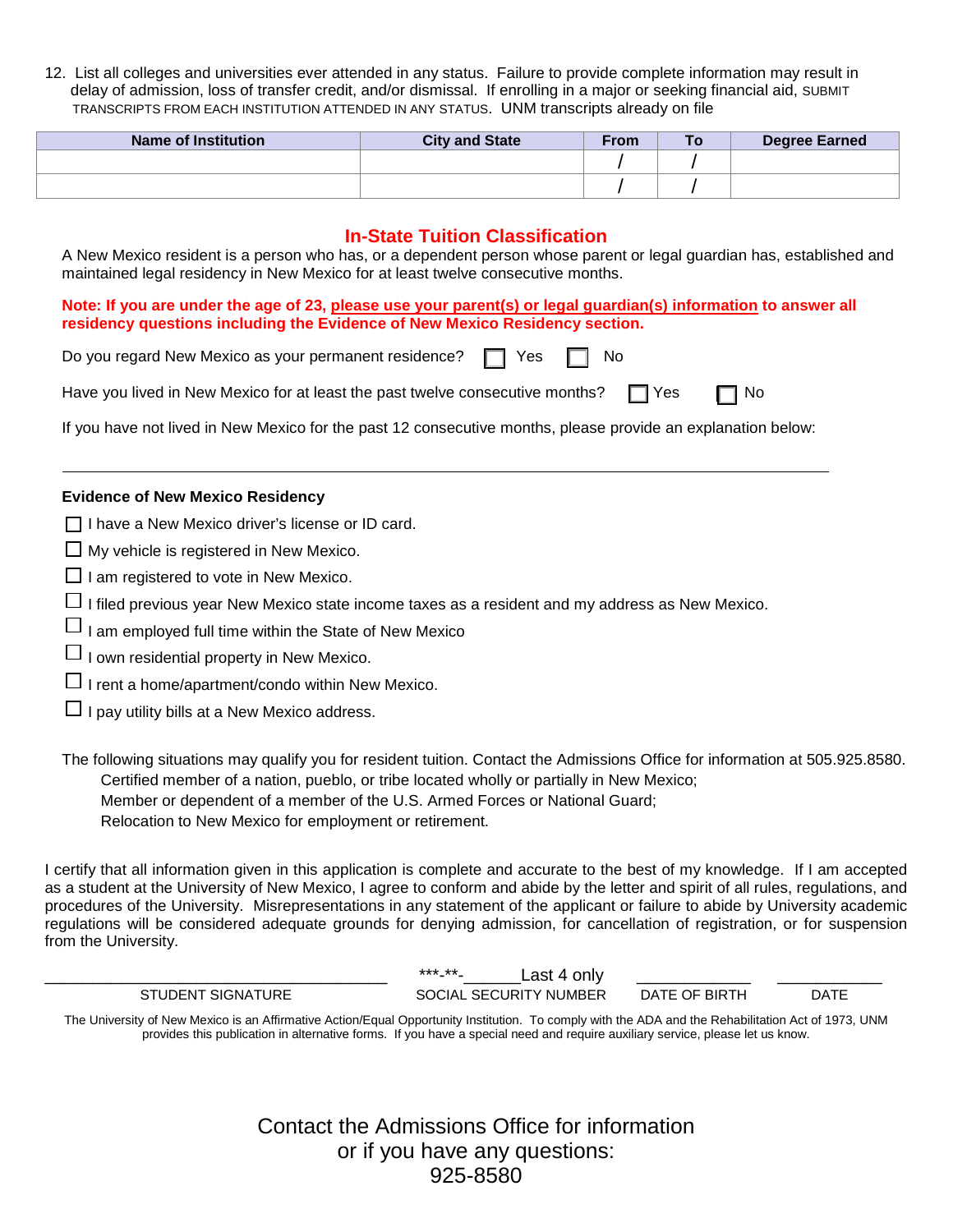12. List all colleges and universities ever attended in any status. Failure to provide complete information may result in delay of admission, loss of transfer credit, and/or dismissal. If enrolling in a major or seeking financial aid, SUBMIT TRANSCRIPTS FROM EACH INSTITUTION ATTENDED IN ANY STATUS. UNM transcripts already on file

| Name of Institution | City and State | From | To | Degree Earned |
|---|---|---|---|---|
| | | / | / | |
| | | / | / | |

## In-State Tuition Classification

A New Mexico resident is a person who has, or a dependent person whose parent or legal guardian has, established and maintained legal residency in New Mexico for at least twelve consecutive months.

**Note: If you are under the age of 23, please use your parent(s) or legal guardian(s) information to answer all residency questions including the Evidence of New Mexico Residency section.**

Do you regard New Mexico as your permanent residence? ☐ Yes ☐ No

Have you lived in New Mexico for at least the past twelve consecutive months? ☐ Yes ☐ No

If you have not lived in New Mexico for the past 12 consecutive months, please provide an explanation below:

______________________________________________________________________________

**Evidence of New Mexico Residency**

- ☐ I have a New Mexico driver's license or ID card.
- ☐ My vehicle is registered in New Mexico.
- ☐ I am registered to vote in New Mexico.
- ☐ I filed previous year New Mexico state income taxes as a resident and my address as New Mexico.
- ☐ I am employed full time within the State of New Mexico
- ☐ I own residential property in New Mexico.
- ☐ I rent a home/apartment/condo within New Mexico.
- ☐ I pay utility bills at a New Mexico address.

The following situations may qualify you for resident tuition. Contact the Admissions Office for information at 505.925.8580.

Certified member of a nation, pueblo, or tribe located wholly or partially in New Mexico;
Member or dependent of a member of the U.S. Armed Forces or National Guard;
Relocation to New Mexico for employment or retirement.

I certify that all information given in this application is complete and accurate to the best of my knowledge. If I am accepted as a student at the University of New Mexico, I agree to conform and abide by the letter and spirit of all rules, regulations, and procedures of the University. Misrepresentations in any statement of the applicant or failure to abide by University academic regulations will be considered adequate grounds for denying admission, for cancellation of registration, or for suspension from the University.

| ______________________ | ***-**-______Last 4 only | ____________ | ____________ |
|---|---|---|---|
| STUDENT SIGNATURE | SOCIAL SECURITY NUMBER | DATE OF BIRTH | DATE |

The University of New Mexico is an Affirmative Action/Equal Opportunity Institution. To comply with the ADA and the Rehabilitation Act of 1973, UNM provides this publication in alternative forms. If you have a special need and require auxiliary service, please let us know.

Contact the Admissions Office for information
or if you have any questions:
925-8580